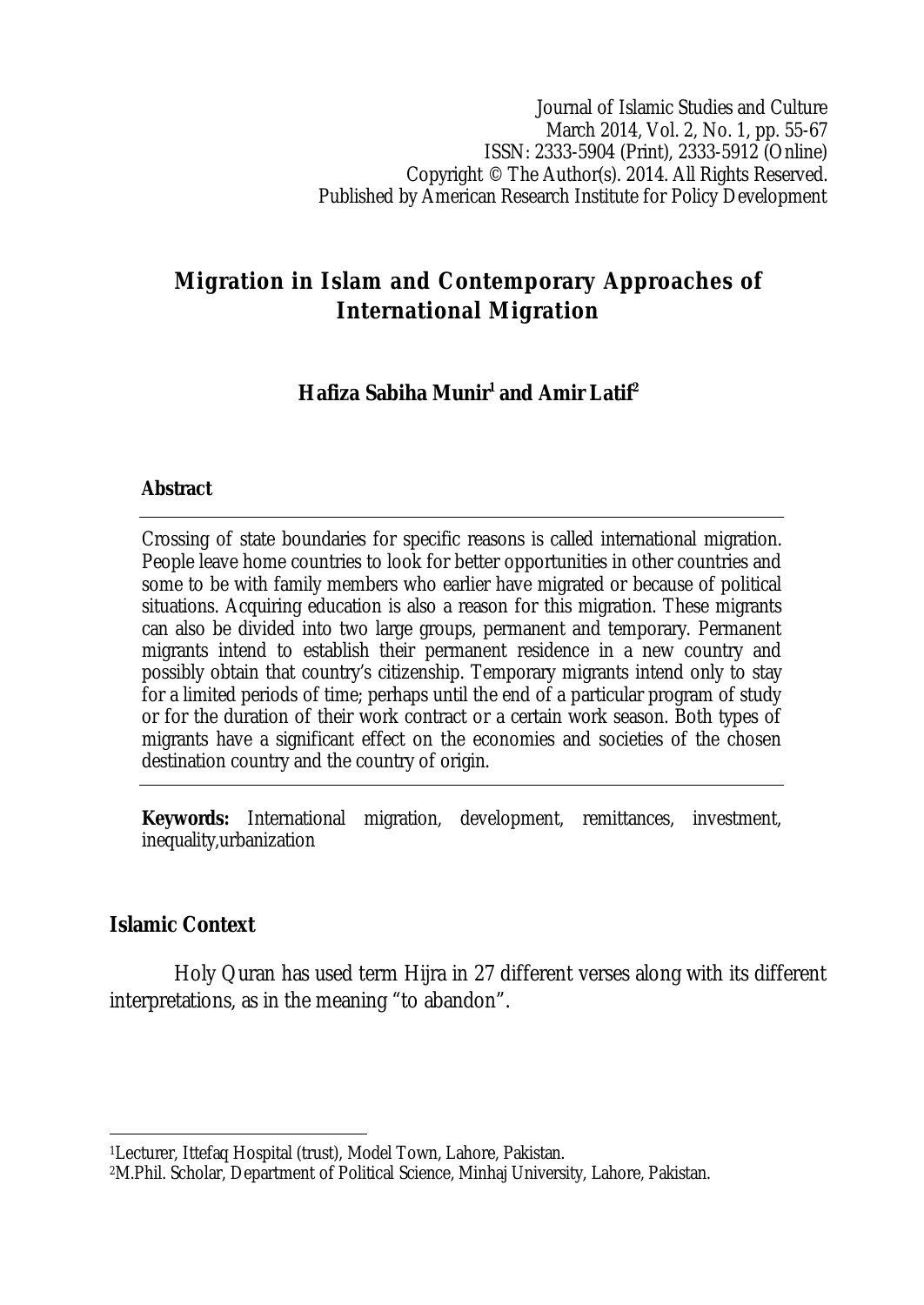Journal of Islamic Studies and Culture
March 2014, Vol. 2, No. 1, pp. 55-67
ISSN: 2333-5904 (Print), 2333-5912 (Online)
Copyright © The Author(s). 2014. All Rights Reserved.
Published by American Research Institute for Policy Development

# Migration in Islam and Contemporary Approaches of International Migration

**Hafiza Sabiha Munir[1] and Amir Latif[2]**

### Abstract

Crossing of state boundaries for specific reasons is called international migration. People leave home countries to look for better opportunities in other countries and some to be with family members who earlier have migrated or because of political situations. Acquiring education is also a reason for this migration. These migrants can also be divided into two large groups, permanent and temporary. Permanent migrants intend to establish their permanent residence in a new country and possibly obtain that country's citizenship. Temporary migrants intend only to stay for a limited periods of time; perhaps until the end of a particular program of study or for the duration of their work contract or a certain work season. Both types of migrants have a significant effect on the economies and societies of the chosen destination country and the country of origin.

**Keywords:** International migration, development, remittances, investment, inequality,urbanization

## Islamic Context

Holy Quran has used term Hijra in 27 different verses along with its different interpretations, as in the meaning "to abandon".

---

[1]Lecturer, Ittefaq Hospital (trust), Model Town, Lahore, Pakistan.

[2]M.Phil. Scholar, Department of Political Science, Minhaj University, Lahore, Pakistan.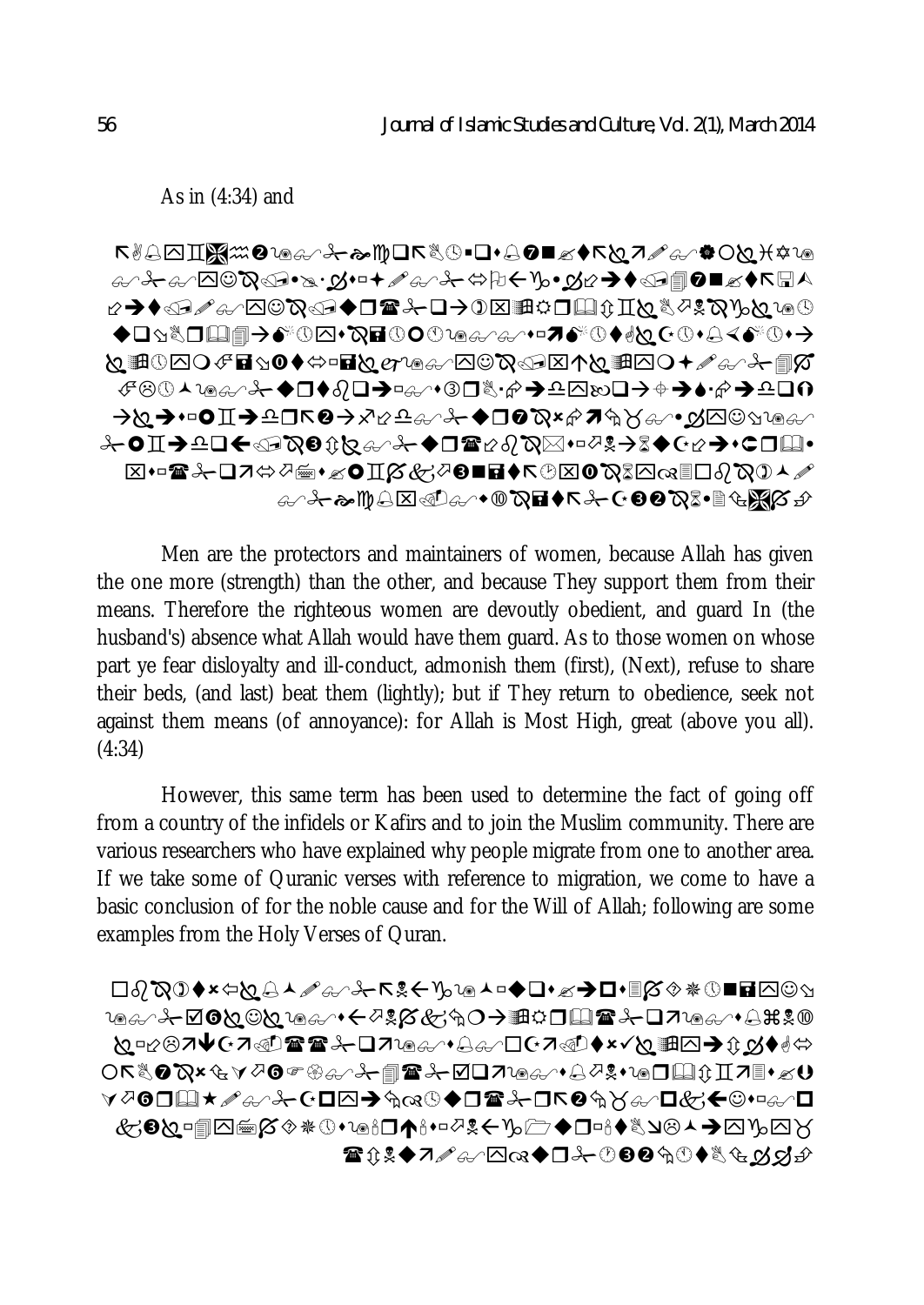As in (4:34) and

Men are the protectors and maintainers of women, because Allah has given the one more (strength) than the other, and because They support them from their means. Therefore the righteous women are devoutly obedient, and guard In (the husband's) absence what Allah would have them guard. As to those women on whose part ye fear disloyalty and ill-conduct, admonish them (first), (Next), refuse to share their beds, (and last) beat them (lightly); but if They return to obedience, seek not against them means (of annoyance): for Allah is Most High, great (above you all). (4:34)

However, this same term has been used to determine the fact of going off from a country of the infidels or Kafirs and to join the Muslim community. There are various researchers who have explained why people migrate from one to another area. If we take some of Quranic verses with reference to migration, we come to have a basic conclusion of for the noble cause and for the Will of Allah; following are some examples from the Holy Verses of Quran.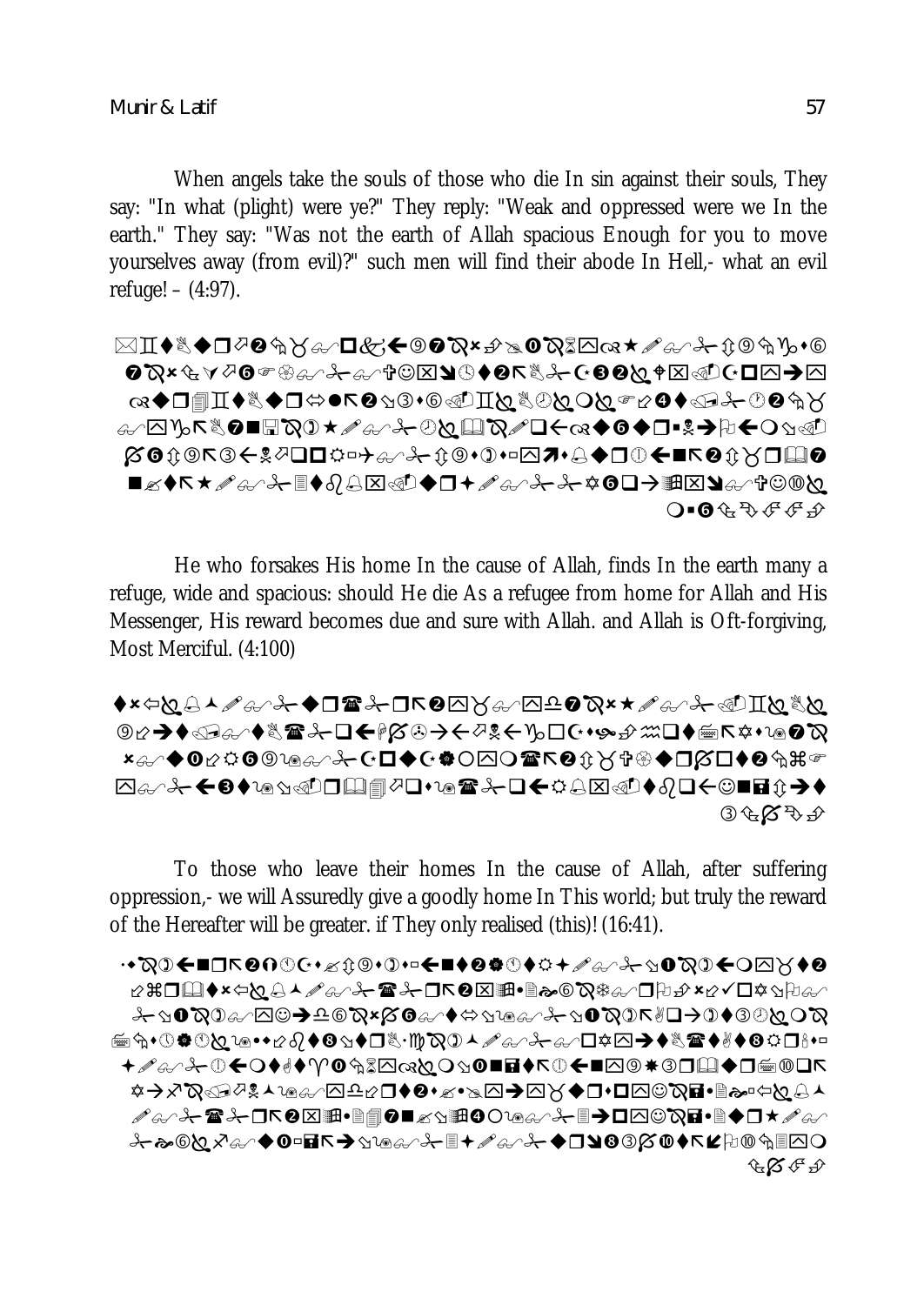When angels take the souls of those who die In sin against their souls, They say: "In what (plight) were ye?" They reply: "Weak and oppressed were we In the earth." They say: "Was not the earth of Allah spacious Enough for you to move yourselves away (from evil)?" such men will find their abode In Hell,- what an evil refuge! – (4:97).

He who forsakes His home In the cause of Allah, finds In the earth many a refuge, wide and spacious: should He die As a refugee from home for Allah and His Messenger, His reward becomes due and sure with Allah. and Allah is Oft-forgiving, Most Merciful. (4:100)

To those who leave their homes In the cause of Allah, after suffering oppression,- we will Assuredly give a goodly home In This world; but truly the reward of the Hereafter will be greater. if They only realised (this)! (16:41).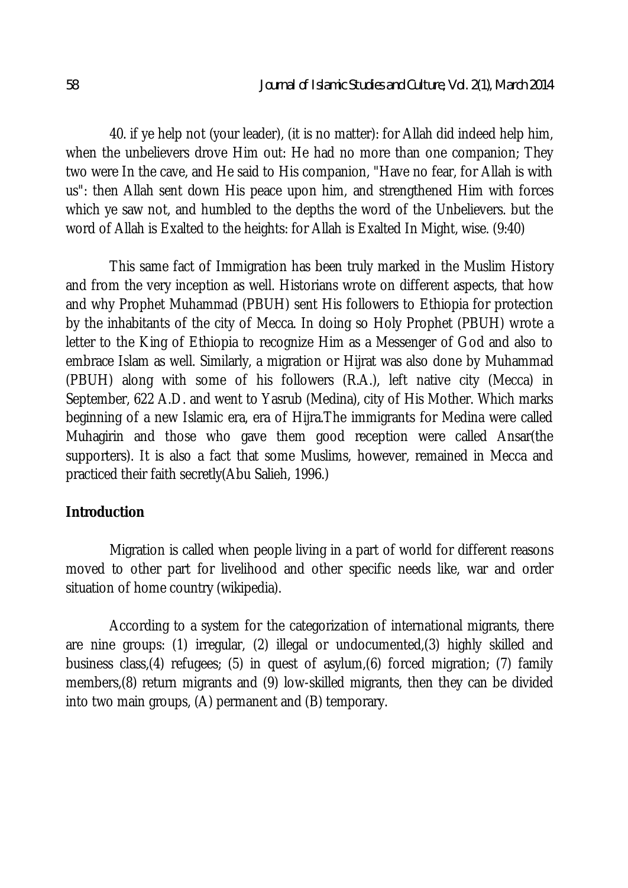40. if ye help not (your leader), (it is no matter): for Allah did indeed help him, when the unbelievers drove Him out: He had no more than one companion; They two were In the cave, and He said to His companion, "Have no fear, for Allah is with us": then Allah sent down His peace upon him, and strengthened Him with forces which ye saw not, and humbled to the depths the word of the Unbelievers. but the word of Allah is Exalted to the heights: for Allah is Exalted In Might, wise. (9:40)

This same fact of Immigration has been truly marked in the Muslim History and from the very inception as well. Historians wrote on different aspects, that how and why Prophet Muhammad (PBUH) sent His followers to Ethiopia for protection by the inhabitants of the city of Mecca. In doing so Holy Prophet (PBUH) wrote a letter to the King of Ethiopia to recognize Him as a Messenger of God and also to embrace Islam as well. Similarly, a migration or Hijrat was also done by Muhammad (PBUH) along with some of his followers (R.A.), left native city (Mecca) in September, 622 A.D. and went to Yasrub (Medina), city of His Mother. Which marks beginning of a new Islamic era, era of Hijra.The immigrants for Medina were called Muhagirin and those who gave them good reception were called Ansar(the supporters). It is also a fact that some Muslims, however, remained in Mecca and practiced their faith secretly(Abu Salieh, 1996.)

## Introduction

Migration is called when people living in a part of world for different reasons moved to other part for livelihood and other specific needs like, war and order situation of home country (wikipedia).

According to a system for the categorization of international migrants, there are nine groups: (1) irregular, (2) illegal or undocumented,(3) highly skilled and business class,(4) refugees; (5) in quest of asylum,(6) forced migration; (7) family members,(8) return migrants and (9) low-skilled migrants, then they can be divided into two main groups, (A) permanent and (B) temporary.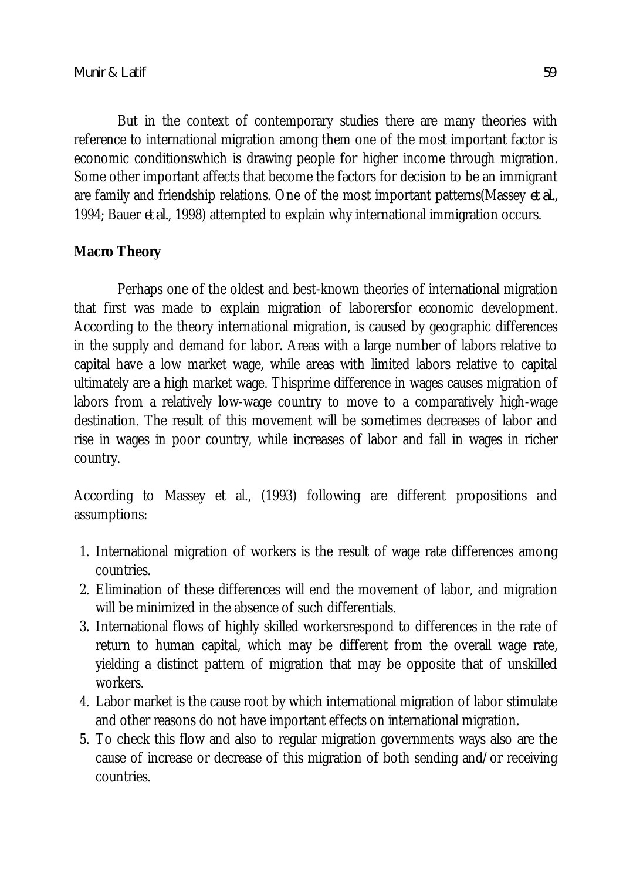But in the context of contemporary studies there are many theories with reference to international migration among them one of the most important factor is economic conditionswhich is drawing people for higher income through migration. Some other important affects that become the factors for decision to be an immigrant are family and friendship relations. One of the most important patterns(Massey *et al.*, 1994; Bauer *et al.*, 1998) attempted to explain why international immigration occurs.

## Macro Theory

Perhaps one of the oldest and best-known theories of international migration that first was made to explain migration of laborersfor economic development. According to the theory international migration, is caused by geographic differences in the supply and demand for labor. Areas with a large number of labors relative to capital have a low market wage, while areas with limited labors relative to capital ultimately are a high market wage. Thisprime difference in wages causes migration of labors from a relatively low-wage country to move to a comparatively high-wage destination. The result of this movement will be sometimes decreases of labor and rise in wages in poor country, while increases of labor and fall in wages in richer country.

According to Massey et al., (1993) following are different propositions and assumptions:

1. International migration of workers is the result of wage rate differences among countries.
2. Elimination of these differences will end the movement of labor, and migration will be minimized in the absence of such differentials.
3. International flows of highly skilled workersrespond to differences in the rate of return to human capital, which may be different from the overall wage rate, yielding a distinct pattern of migration that may be opposite that of unskilled workers.
4. Labor market is the cause root by which international migration of labor stimulate and other reasons do not have important effects on international migration.
5. To check this flow and also to regular migration governments ways also are the cause of increase or decrease of this migration of both sending and/or receiving countries.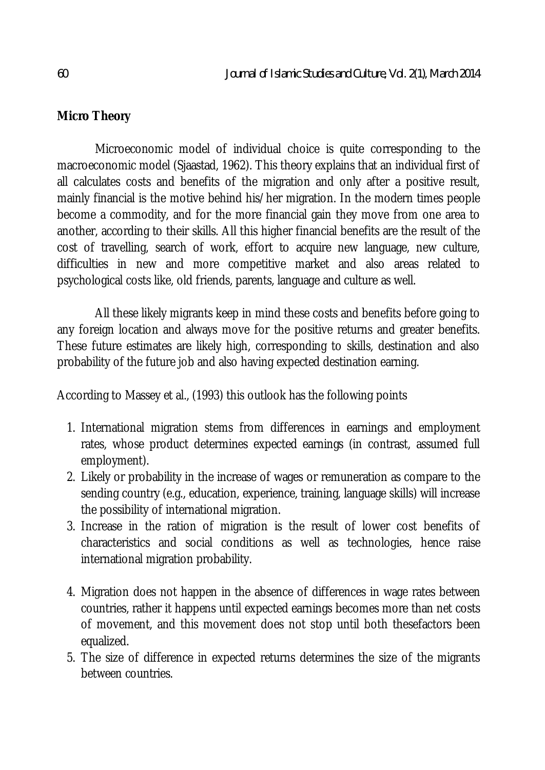**Micro Theory**

Microeconomic model of individual choice is quite corresponding to the macroeconomic model (Sjaastad, 1962). This theory explains that an individual first of all calculates costs and benefits of the migration and only after a positive result, mainly financial is the motive behind his/her migration. In the modern times people become a commodity, and for the more financial gain they move from one area to another, according to their skills. All this higher financial benefits are the result of the cost of travelling, search of work, effort to acquire new language, new culture, difficulties in new and more competitive market and also areas related to psychological costs like, old friends, parents, language and culture as well.

All these likely migrants keep in mind these costs and benefits before going to any foreign location and always move for the positive returns and greater benefits. These future estimates are likely high, corresponding to skills, destination and also probability of the future job and also having expected destination earning.

According to Massey et al., (1993) this outlook has the following points

1. International migration stems from differences in earnings and employment rates, whose product determines expected earnings (in contrast, assumed full employment).
2. Likely or probability in the increase of wages or remuneration as compare to the sending country (e.g., education, experience, training, language skills) will increase the possibility of international migration.
3. Increase in the ration of migration is the result of lower cost benefits of characteristics and social conditions as well as technologies, hence raise international migration probability.
4. Migration does not happen in the absence of differences in wage rates between countries, rather it happens until expected earnings becomes more than net costs of movement, and this movement does not stop until both thesefactors been equalized.
5. The size of difference in expected returns determines the size of the migrants between countries.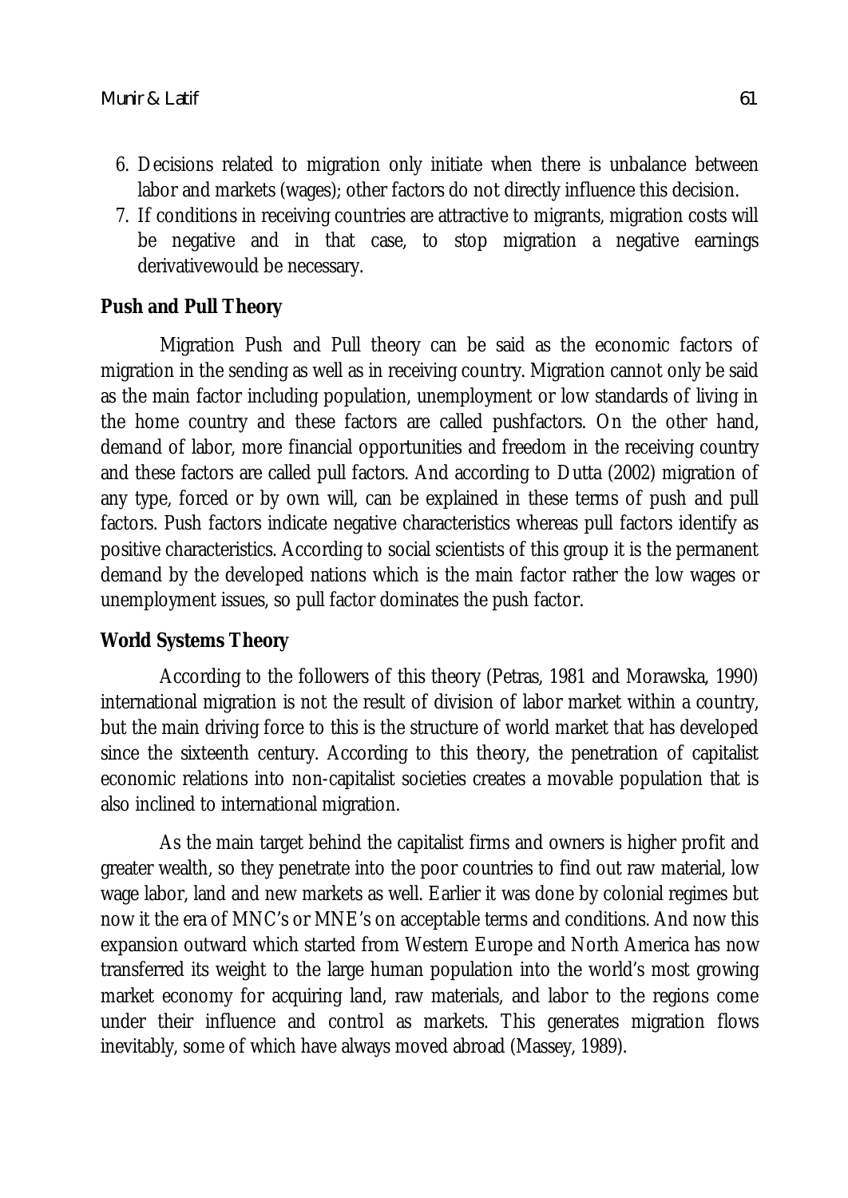6. Decisions related to migration only initiate when there is unbalance between labor and markets (wages); other factors do not directly influence this decision.
7. If conditions in receiving countries are attractive to migrants, migration costs will be negative and in that case, to stop migration a negative earnings derivativewould be necessary.

**Push and Pull Theory**

Migration Push and Pull theory can be said as the economic factors of migration in the sending as well as in receiving country. Migration cannot only be said as the main factor including population, unemployment or low standards of living in the home country and these factors are called pushfactors. On the other hand, demand of labor, more financial opportunities and freedom in the receiving country and these factors are called pull factors. And according to Dutta (2002) migration of any type, forced or by own will, can be explained in these terms of push and pull factors. Push factors indicate negative characteristics whereas pull factors identify as positive characteristics. According to social scientists of this group it is the permanent demand by the developed nations which is the main factor rather the low wages or unemployment issues, so pull factor dominates the push factor.

**World Systems Theory**

According to the followers of this theory (Petras, 1981 and Morawska, 1990) international migration is not the result of division of labor market within a country, but the main driving force to this is the structure of world market that has developed since the sixteenth century. According to this theory, the penetration of capitalist economic relations into non-capitalist societies creates a movable population that is also inclined to international migration.

As the main target behind the capitalist firms and owners is higher profit and greater wealth, so they penetrate into the poor countries to find out raw material, low wage labor, land and new markets as well. Earlier it was done by colonial regimes but now it the era of MNC's or MNE's on acceptable terms and conditions. And now this expansion outward which started from Western Europe and North America has now transferred its weight to the large human population into the world's most growing market economy for acquiring land, raw materials, and labor to the regions come under their influence and control as markets. This generates migration flows inevitably, some of which have always moved abroad (Massey, 1989).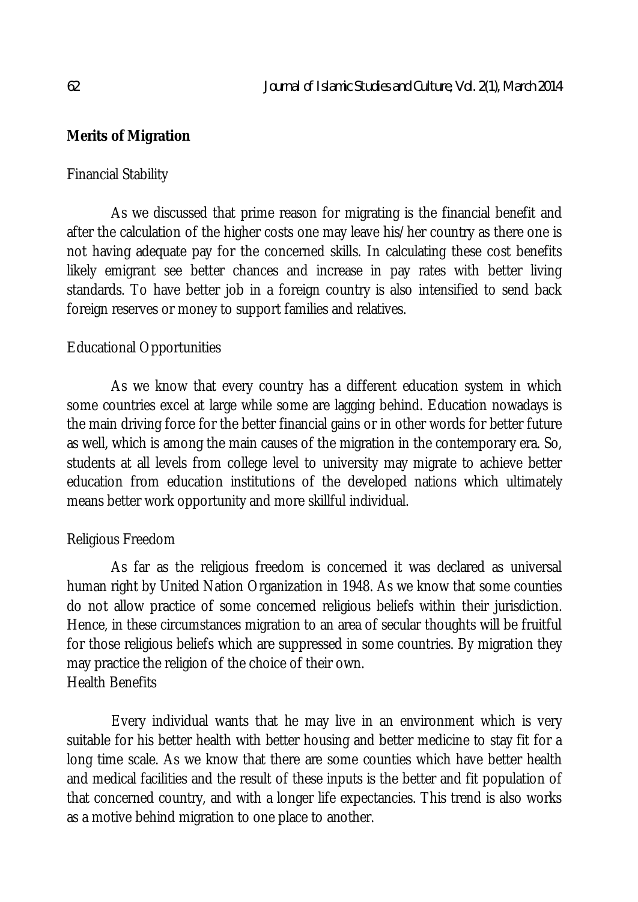**Merits of Migration**

Financial Stability

As we discussed that prime reason for migrating is the financial benefit and after the calculation of the higher costs one may leave his/her country as there one is not having adequate pay for the concerned skills. In calculating these cost benefits likely emigrant see better chances and increase in pay rates with better living standards. To have better job in a foreign country is also intensified to send back foreign reserves or money to support families and relatives.

Educational Opportunities

As we know that every country has a different education system in which some countries excel at large while some are lagging behind. Education nowadays is the main driving force for the better financial gains or in other words for better future as well, which is among the main causes of the migration in the contemporary era. So, students at all levels from college level to university may migrate to achieve better education from education institutions of the developed nations which ultimately means better work opportunity and more skillful individual.

Religious Freedom

As far as the religious freedom is concerned it was declared as universal human right by United Nation Organization in 1948. As we know that some counties do not allow practice of some concerned religious beliefs within their jurisdiction. Hence, in these circumstances migration to an area of secular thoughts will be fruitful for those religious beliefs which are suppressed in some countries. By migration they may practice the religion of the choice of their own.

Health Benefits

Every individual wants that he may live in an environment which is very suitable for his better health with better housing and better medicine to stay fit for a long time scale. As we know that there are some counties which have better health and medical facilities and the result of these inputs is the better and fit population of that concerned country, and with a longer life expectancies. This trend is also works as a motive behind migration to one place to another.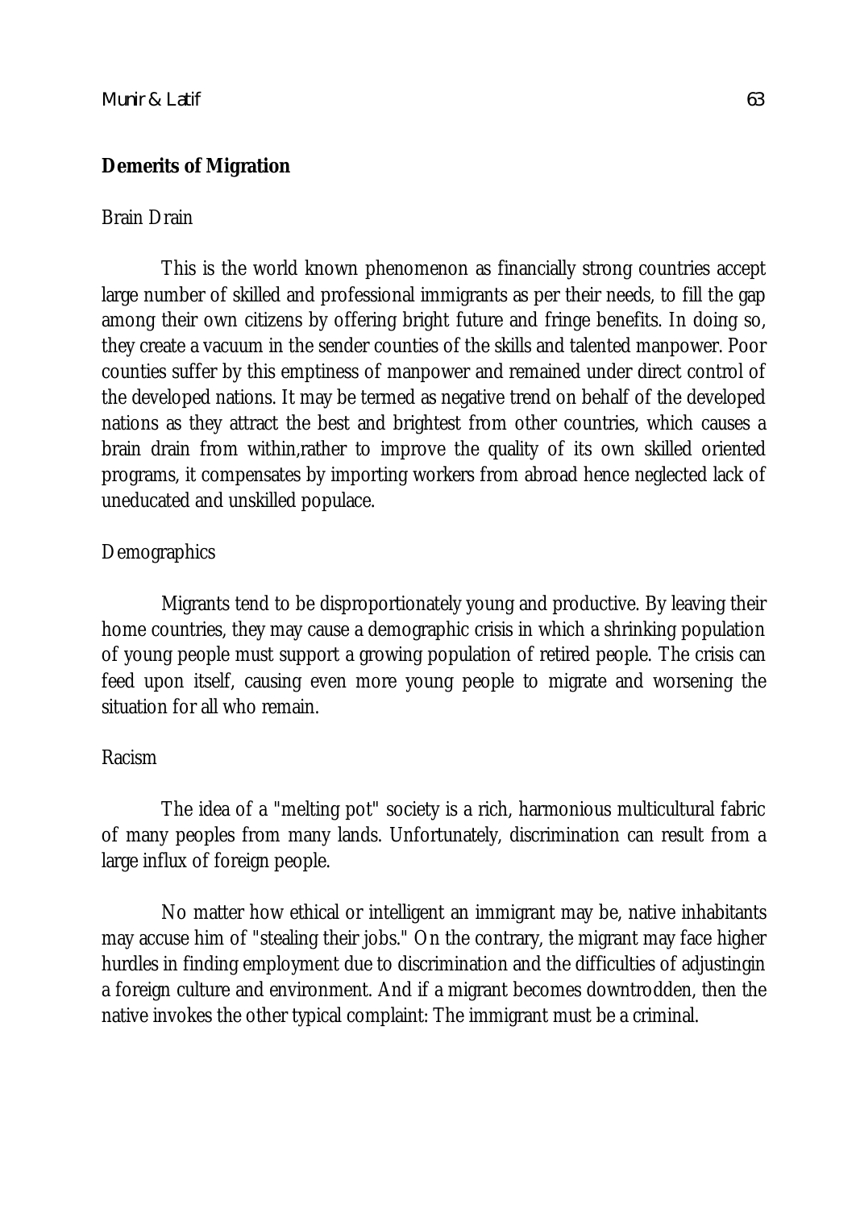## Demerits of Migration

### Brain Drain

This is the world known phenomenon as financially strong countries accept large number of skilled and professional immigrants as per their needs, to fill the gap among their own citizens by offering bright future and fringe benefits. In doing so, they create a vacuum in the sender counties of the skills and talented manpower. Poor counties suffer by this emptiness of manpower and remained under direct control of the developed nations. It may be termed as negative trend on behalf of the developed nations as they attract the best and brightest from other countries, which causes a brain drain from within,rather to improve the quality of its own skilled oriented programs, it compensates by importing workers from abroad hence neglected lack of uneducated and unskilled populace.

### Demographics

Migrants tend to be disproportionately young and productive. By leaving their home countries, they may cause a demographic crisis in which a shrinking population of young people must support a growing population of retired people. The crisis can feed upon itself, causing even more young people to migrate and worsening the situation for all who remain.

### Racism

The idea of a "melting pot" society is a rich, harmonious multicultural fabric of many peoples from many lands. Unfortunately, discrimination can result from a large influx of foreign people.

No matter how ethical or intelligent an immigrant may be, native inhabitants may accuse him of "stealing their jobs." On the contrary, the migrant may face higher hurdles in finding employment due to discrimination and the difficulties of adjustingin a foreign culture and environment. And if a migrant becomes downtrodden, then the native invokes the other typical complaint: The immigrant must be a criminal.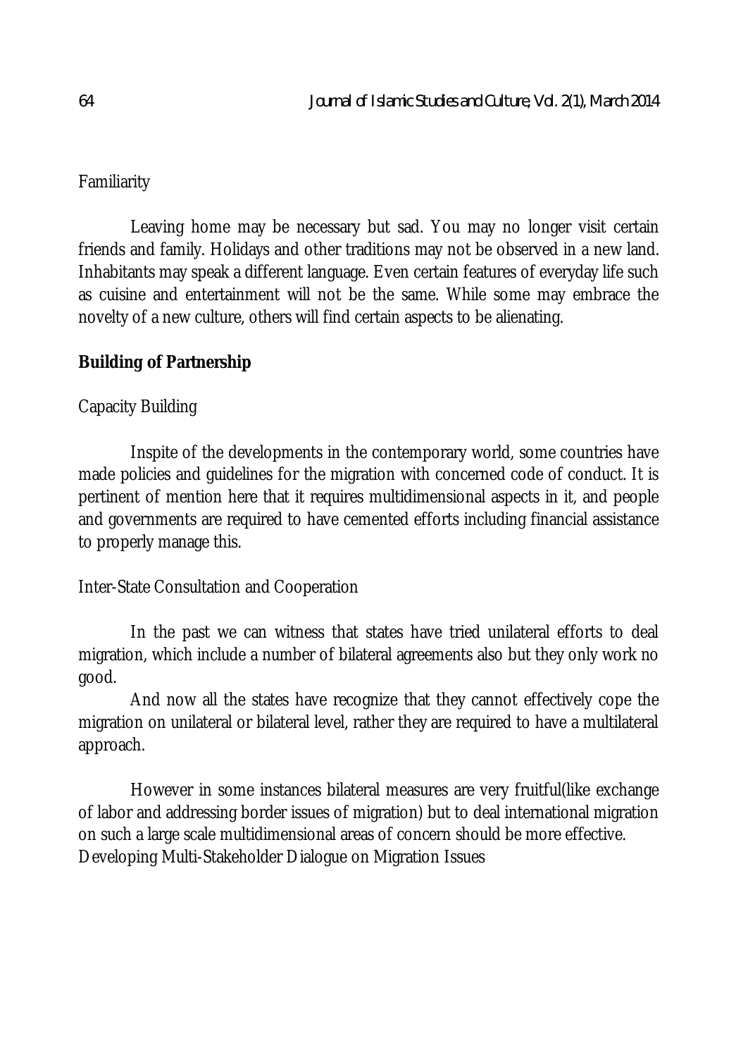Familiarity

Leaving home may be necessary but sad. You may no longer visit certain friends and family. Holidays and other traditions may not be observed in a new land. Inhabitants may speak a different language. Even certain features of everyday life such as cuisine and entertainment will not be the same. While some may embrace the novelty of a new culture, others will find certain aspects to be alienating.

**Building of Partnership**

Capacity Building

Inspite of the developments in the contemporary world, some countries have made policies and guidelines for the migration with concerned code of conduct. It is pertinent of mention here that it requires multidimensional aspects in it, and people and governments are required to have cemented efforts including financial assistance to properly manage this.

Inter-State Consultation and Cooperation

In the past we can witness that states have tried unilateral efforts to deal migration, which include a number of bilateral agreements also but they only work no good.

And now all the states have recognize that they cannot effectively cope the migration on unilateral or bilateral level, rather they are required to have a multilateral approach.

However in some instances bilateral measures are very fruitful(like exchange of labor and addressing border issues of migration) but to deal international migration on such a large scale multidimensional areas of concern should be more effective.

Developing Multi-Stakeholder Dialogue on Migration Issues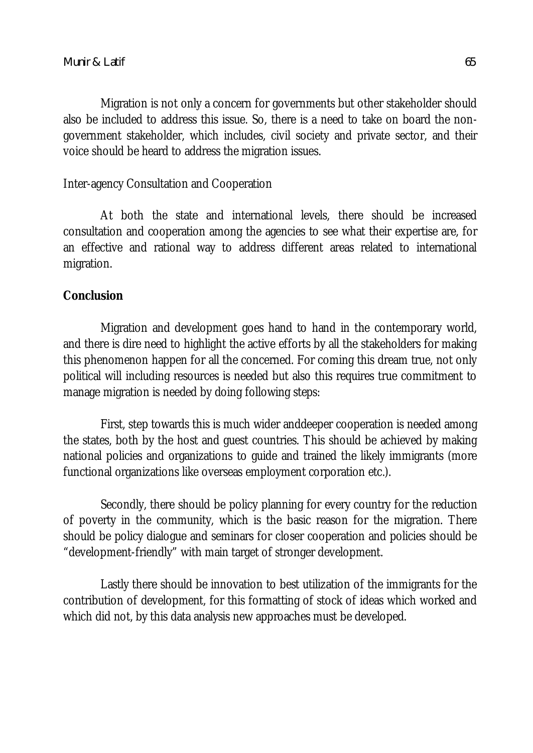Migration is not only a concern for governments but other stakeholder should also be included to address this issue. So, there is a need to take on board the non-government stakeholder, which includes, civil society and private sector, and their voice should be heard to address the migration issues.

Inter-agency Consultation and Cooperation

At both the state and international levels, there should be increased consultation and cooperation among the agencies to see what their expertise are, for an effective and rational way to address different areas related to international migration.

## Conclusion

Migration and development goes hand to hand in the contemporary world, and there is dire need to highlight the active efforts by all the stakeholders for making this phenomenon happen for all the concerned. For coming this dream true, not only political will including resources is needed but also this requires true commitment to manage migration is needed by doing following steps:

First, step towards this is much wider anddeeper cooperation is needed among the states, both by the host and guest countries. This should be achieved by making national policies and organizations to guide and trained the likely immigrants (more functional organizations like overseas employment corporation etc.).

Secondly, there should be policy planning for every country for the reduction of poverty in the community, which is the basic reason for the migration. There should be policy dialogue and seminars for closer cooperation and policies should be "development-friendly" with main target of stronger development.

Lastly there should be innovation to best utilization of the immigrants for the contribution of development, for this formatting of stock of ideas which worked and which did not, by this data analysis new approaches must be developed.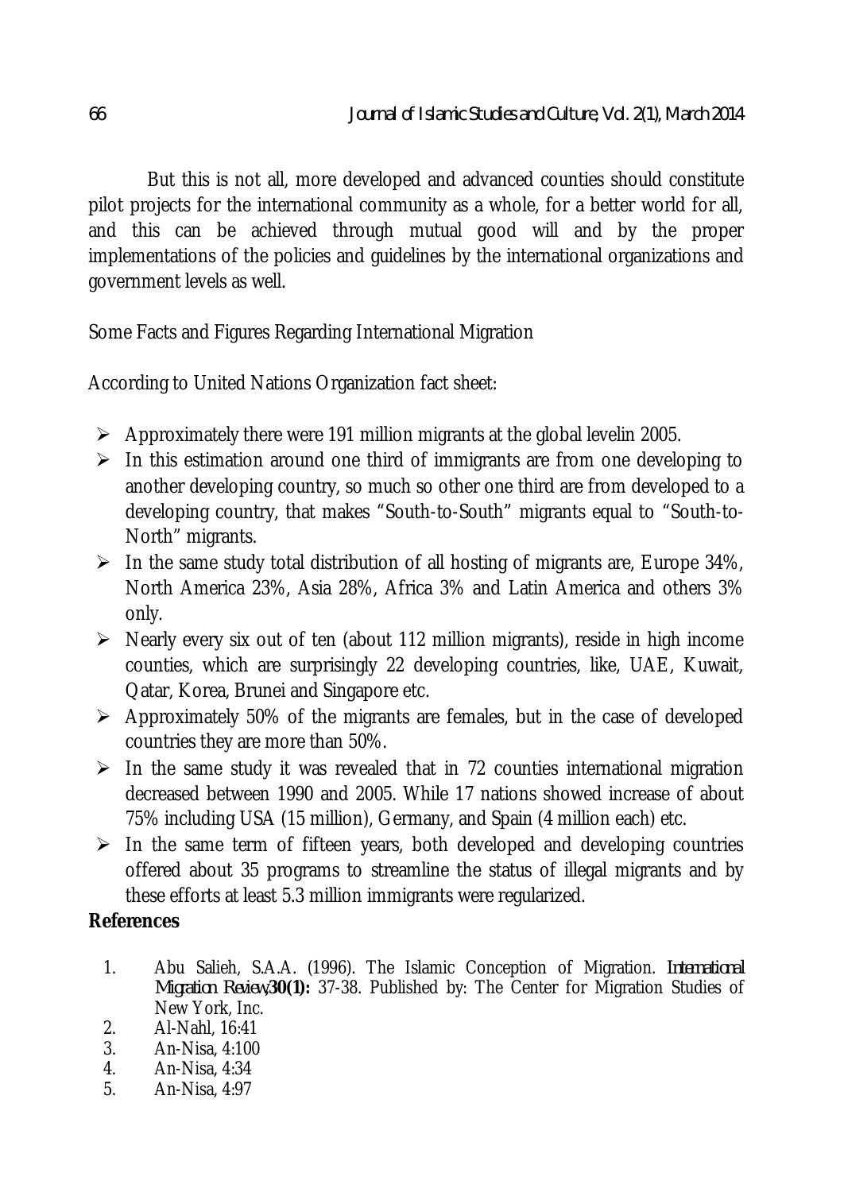But this is not all, more developed and advanced counties should constitute pilot projects for the international community as a whole, for a better world for all, and this can be achieved through mutual good will and by the proper implementations of the policies and guidelines by the international organizations and government levels as well.

Some Facts and Figures Regarding International Migration

According to United Nations Organization fact sheet:

- Approximately there were 191 million migrants at the global levelin 2005.
- In this estimation around one third of immigrants are from one developing to another developing country, so much so other one third are from developed to a developing country, that makes "South-to-South" migrants equal to "South-to-North" migrants.
- In the same study total distribution of all hosting of migrants are, Europe 34%, North America 23%, Asia 28%, Africa 3% and Latin America and others 3% only.
- Nearly every six out of ten (about 112 million migrants), reside in high income counties, which are surprisingly 22 developing countries, like, UAE, Kuwait, Qatar, Korea, Brunei and Singapore etc.
- Approximately 50% of the migrants are females, but in the case of developed countries they are more than 50%.
- In the same study it was revealed that in 72 counties international migration decreased between 1990 and 2005. While 17 nations showed increase of about 75% including USA (15 million), Germany, and Spain (4 million each) etc.
- In the same term of fifteen years, both developed and developing countries offered about 35 programs to streamline the status of illegal migrants and by these efforts at least 5.3 million immigrants were regularized.

## References

1. Abu Salieh, S.A.A. (1996). The Islamic Conception of Migration. ***International Migration Review*,30(1):** 37-38. Published by: The Center for Migration Studies of New York, Inc.
2. Al-Nahl, 16:41
3. An-Nisa, 4:100
4. An-Nisa, 4:34
5. An-Nisa, 4:97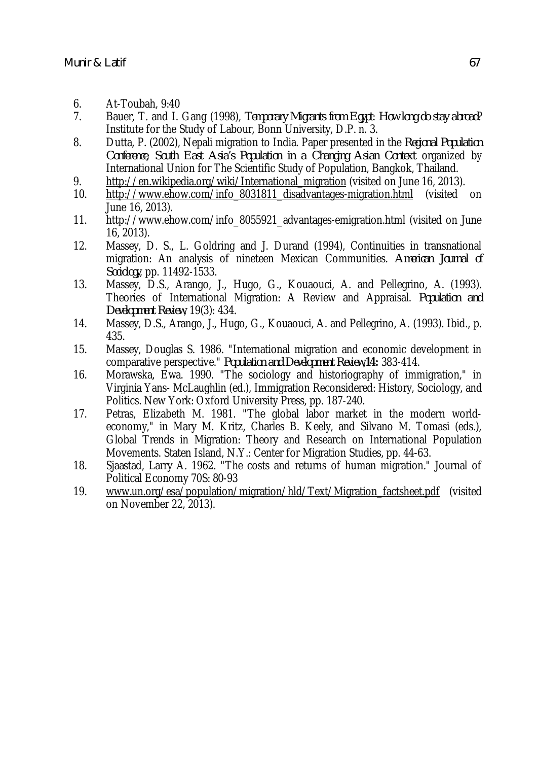6. At-Toubah, 9:40
7. Bauer, T. and I. Gang (1998), *Temporary Migrants from Egypt: How long do stay abroad?* Institute for the Study of Labour, Bonn University, D.P. n. 3.
8. Dutta, P. (2002), Nepali migration to India. Paper presented in the *Regional Population Conference, South East Asia's Population in a Changing Asian Context* organized by International Union for The Scientific Study of Population, Bangkok, Thailand.
9. http://en.wikipedia.org/wiki/International_migration (visited on June 16, 2013).
10. http://www.ehow.com/info_8031811_disadvantages-migration.html (visited on June 16, 2013).
11. http://www.ehow.com/info_8055921_advantages-emigration.html (visited on June 16, 2013).
12. Massey, D. S., L. Goldring and J. Durand (1994), Continuities in transnational migration: An analysis of nineteen Mexican Communities. *American Journal of Sociology*, pp. 11492-1533.
13. Massey, D.S., Arango, J., Hugo, G., Kouaouci, A. and Pellegrino, A. (1993). Theories of International Migration: A Review and Appraisal. *Population and Development Review*, 19(3): 434.
14. Massey, D.S., Arango, J., Hugo, G., Kouaouci, A. and Pellegrino, A. (1993). Ibid., p. 435.
15. Massey, Douglas S. 1986. "International migration and economic development in comparative perspective." *Population and Development Review,* **14:** 383-414.
16. Morawska, Ewa. 1990. "The sociology and historiography of immigration," in Virginia Yans- McLaughlin (ed.), Immigration Reconsidered: History, Sociology, and Politics. New York: Oxford University Press, pp. 187-240.
17. Petras, Elizabeth M. 1981. "The global labor market in the modern world-economy," in Mary M. Kritz, Charles B. Keely, and Silvano M. Tomasi (eds.), Global Trends in Migration: Theory and Research on International Population Movements. Staten Island, N.Y.: Center for Migration Studies, pp. 44-63.
18. Sjaastad, Larry A. 1962. "The costs and returns of human migration." Journal of Political Economy 70S: 80-93
19. www.un.org/esa/population/migration/hld/Text/Migration_factsheet.pdf (visited on November 22, 2013).